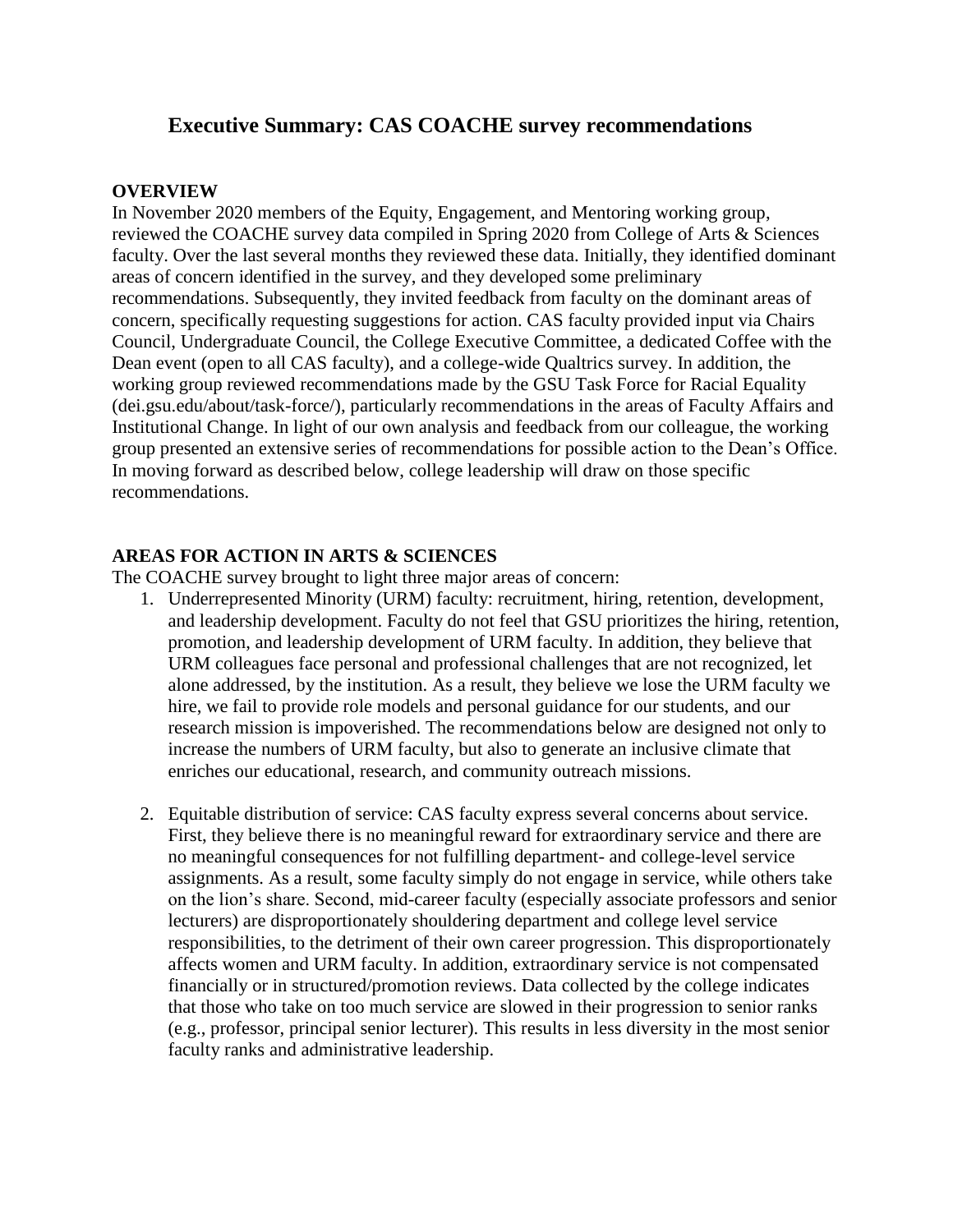# Executive Summary: CAS COACHE survey recommendations

## OVERVIEW

In November 2020 members of the Equity, Engagement, and Mentoring working group, reviewed the COACHE survey data compiled in Spring 2020 from College of Arts & Sciences faculty. Over the last several months they reviewed these data. Initially, they identified dominant areas of concern identified in the survey, and they developed some preliminary recommendations. Subsequently, they invited feedback from faculty on the dominant areas of concern, specifically requesting suggestions for action. CAS faculty provided input via Chairs Council, Undergraduate Council, the College Executive Committee, a dedicated Coffee with the Dean event (open to all CAS faculty), and a college-wide Qualtrics survey. In addition, the working group reviewed recommendations made by the GSU Task Force for Racial Equality (dei.gsu.edu/about/task-force/), particularly recommendations in the areas of Faculty Affairs and Institutional Change. In light of our own analysis and feedback from our colleague, the working group presented an extensive series of recommendations for possible action to the Dean's Office. In moving forward as described below, college leadership will draw on those specific recommendations.

## AREAS FOR ACTION IN ARTS & SCIENCES

The COACHE survey brought to light three major areas of concern:

1. Underrepresented Minority (URM) faculty: recruitment, hiring, retention, development, and leadership development. Faculty do not feel that GSU prioritizes the hiring, retention, promotion, and leadership development of URM faculty. In addition, they believe that URM colleagues face personal and professional challenges that are not recognized, let alone addressed, by the institution. As a result, they believe we lose the URM faculty we hire, we fail to provide role models and personal guidance for our students, and our research mission is impoverished. The recommendations below are designed not only to increase the numbers of URM faculty, but also to generate an inclusive climate that enriches our educational, research, and community outreach missions.

2. Equitable distribution of service: CAS faculty express several concerns about service. First, they believe there is no meaningful reward for extraordinary service and there are no meaningful consequences for not fulfilling department- and college-level service assignments. As a result, some faculty simply do not engage in service, while others take on the lion's share. Second, mid-career faculty (especially associate professors and senior lecturers) are disproportionately shouldering department and college level service responsibilities, to the detriment of their own career progression. This disproportionately affects women and URM faculty. In addition, extraordinary service is not compensated financially or in structured/promotion reviews. Data collected by the college indicates that those who take on too much service are slowed in their progression to senior ranks (e.g., professor, principal senior lecturer). This results in less diversity in the most senior faculty ranks and administrative leadership.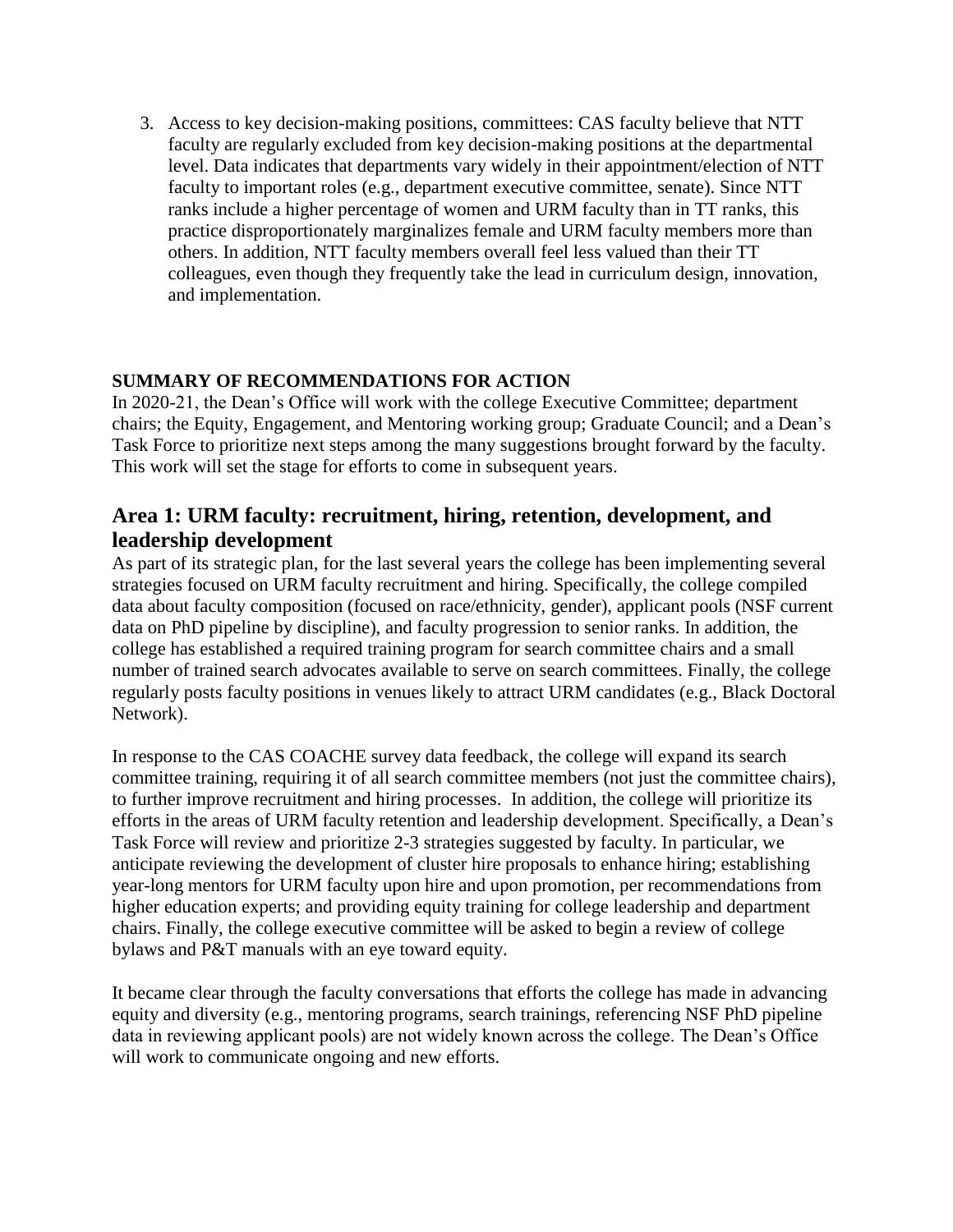3. Access to key decision-making positions, committees: CAS faculty believe that NTT faculty are regularly excluded from key decision-making positions at the departmental level. Data indicates that departments vary widely in their appointment/election of NTT faculty to important roles (e.g., department executive committee, senate). Since NTT ranks include a higher percentage of women and URM faculty than in TT ranks, this practice disproportionately marginalizes female and URM faculty members more than others. In addition, NTT faculty members overall feel less valued than their TT colleagues, even though they frequently take the lead in curriculum design, innovation, and implementation.

**SUMMARY OF RECOMMENDATIONS FOR ACTION**

In 2020-21, the Dean's Office will work with the college Executive Committee; department chairs; the Equity, Engagement, and Mentoring working group; Graduate Council; and a Dean's Task Force to prioritize next steps among the many suggestions brought forward by the faculty. This work will set the stage for efforts to come in subsequent years.

## Area 1: URM faculty: recruitment, hiring, retention, development, and leadership development

As part of its strategic plan, for the last several years the college has been implementing several strategies focused on URM faculty recruitment and hiring. Specifically, the college compiled data about faculty composition (focused on race/ethnicity, gender), applicant pools (NSF current data on PhD pipeline by discipline), and faculty progression to senior ranks. In addition, the college has established a required training program for search committee chairs and a small number of trained search advocates available to serve on search committees. Finally, the college regularly posts faculty positions in venues likely to attract URM candidates (e.g., Black Doctoral Network).

In response to the CAS COACHE survey data feedback, the college will expand its search committee training, requiring it of all search committee members (not just the committee chairs), to further improve recruitment and hiring processes. In addition, the college will prioritize its efforts in the areas of URM faculty retention and leadership development. Specifically, a Dean's Task Force will review and prioritize 2-3 strategies suggested by faculty. In particular, we anticipate reviewing the development of cluster hire proposals to enhance hiring; establishing year-long mentors for URM faculty upon hire and upon promotion, per recommendations from higher education experts; and providing equity training for college leadership and department chairs. Finally, the college executive committee will be asked to begin a review of college bylaws and P&T manuals with an eye toward equity.

It became clear through the faculty conversations that efforts the college has made in advancing equity and diversity (e.g., mentoring programs, search trainings, referencing NSF PhD pipeline data in reviewing applicant pools) are not widely known across the college. The Dean's Office will work to communicate ongoing and new efforts.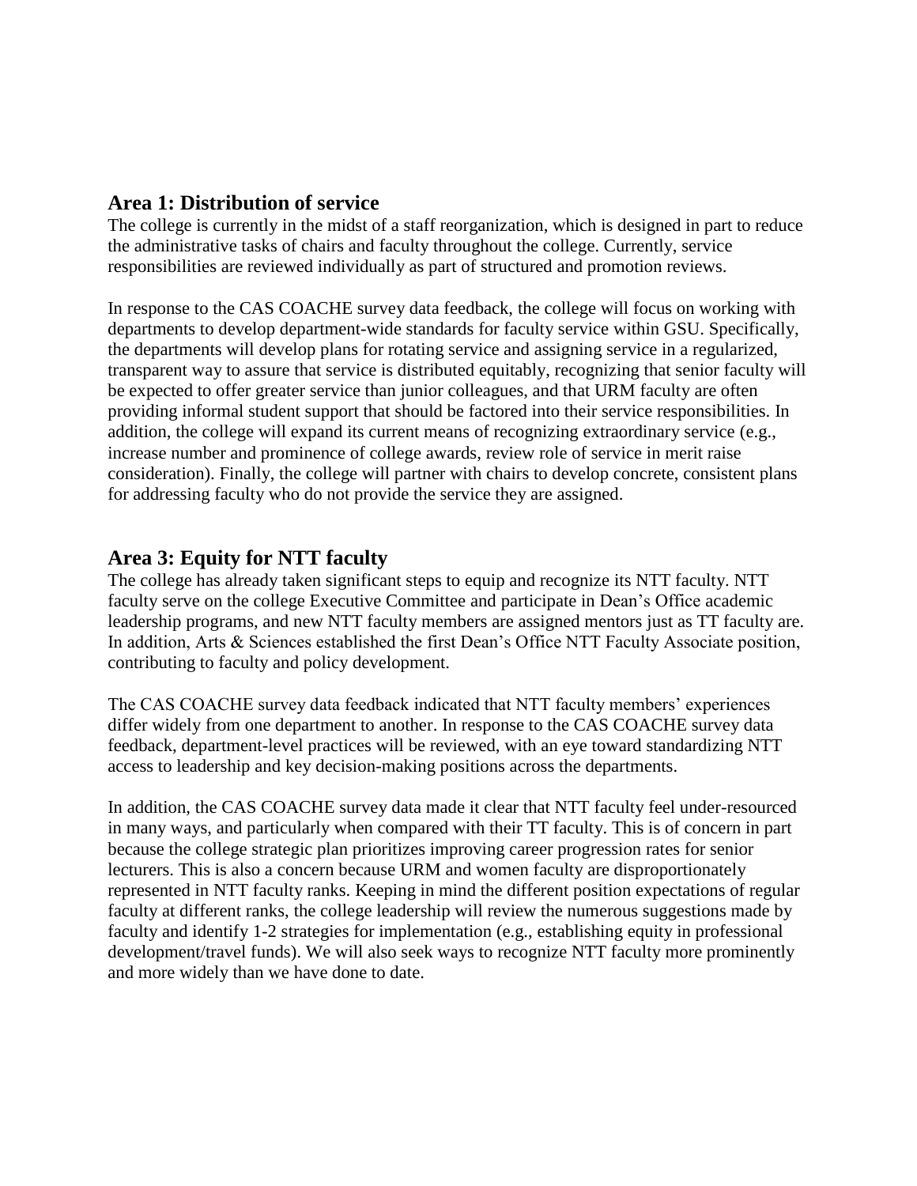## Area 1: Distribution of service

The college is currently in the midst of a staff reorganization, which is designed in part to reduce the administrative tasks of chairs and faculty throughout the college. Currently, service responsibilities are reviewed individually as part of structured and promotion reviews.

In response to the CAS COACHE survey data feedback, the college will focus on working with departments to develop department-wide standards for faculty service within GSU. Specifically, the departments will develop plans for rotating service and assigning service in a regularized, transparent way to assure that service is distributed equitably, recognizing that senior faculty will be expected to offer greater service than junior colleagues, and that URM faculty are often providing informal student support that should be factored into their service responsibilities. In addition, the college will expand its current means of recognizing extraordinary service (e.g., increase number and prominence of college awards, review role of service in merit raise consideration). Finally, the college will partner with chairs to develop concrete, consistent plans for addressing faculty who do not provide the service they are assigned.

## Area 3: Equity for NTT faculty

The college has already taken significant steps to equip and recognize its NTT faculty. NTT faculty serve on the college Executive Committee and participate in Dean's Office academic leadership programs, and new NTT faculty members are assigned mentors just as TT faculty are. In addition, Arts & Sciences established the first Dean's Office NTT Faculty Associate position, contributing to faculty and policy development.

The CAS COACHE survey data feedback indicated that NTT faculty members' experiences differ widely from one department to another. In response to the CAS COACHE survey data feedback, department-level practices will be reviewed, with an eye toward standardizing NTT access to leadership and key decision-making positions across the departments.

In addition, the CAS COACHE survey data made it clear that NTT faculty feel under-resourced in many ways, and particularly when compared with their TT faculty. This is of concern in part because the college strategic plan prioritizes improving career progression rates for senior lecturers. This is also a concern because URM and women faculty are disproportionately represented in NTT faculty ranks. Keeping in mind the different position expectations of regular faculty at different ranks, the college leadership will review the numerous suggestions made by faculty and identify 1-2 strategies for implementation (e.g., establishing equity in professional development/travel funds). We will also seek ways to recognize NTT faculty more prominently and more widely than we have done to date.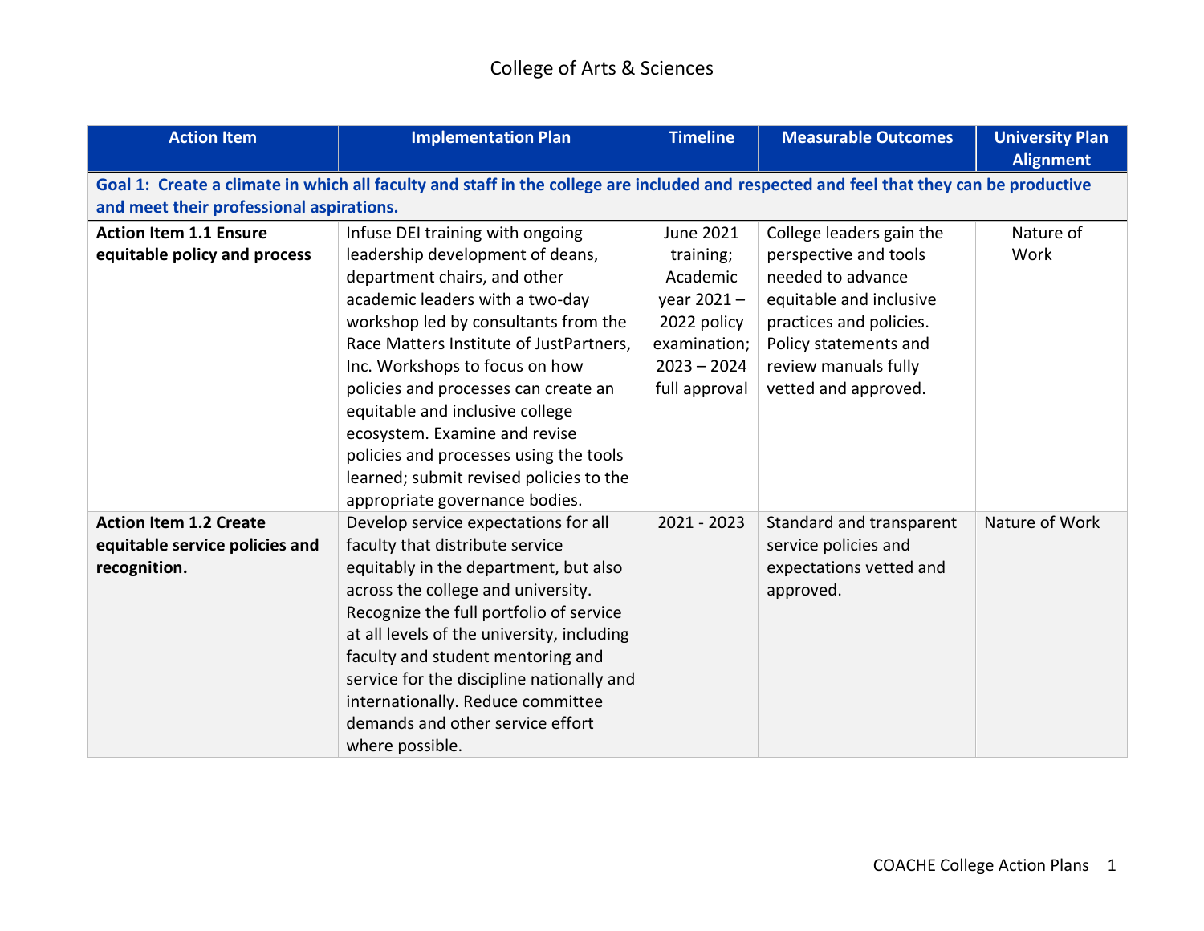# College of Arts & Sciences

| Action Item | Implementation Plan | Timeline | Measurable Outcomes | University Plan Alignment |
|---|---|---|---|---|
| **Goal 1: Create a climate in which all faculty and staff in the college are included and respected and feel that they can be productive and meet their professional aspirations.** | | | | |
| **Action Item 1.1 Ensure equitable policy and process** | Infuse DEI training with ongoing leadership development of deans, department chairs, and other academic leaders with a two-day workshop led by consultants from the Race Matters Institute of JustPartners, Inc. Workshops to focus on how policies and processes can create an equitable and inclusive college ecosystem. Examine and revise policies and processes using the tools learned; submit revised policies to the appropriate governance bodies. | June 2021 training; Academic year 2021 – 2022 policy examination; 2023 – 2024 full approval | College leaders gain the perspective and tools needed to advance equitable and inclusive practices and policies. Policy statements and review manuals fully vetted and approved. | Nature of Work |
| **Action Item 1.2 Create equitable service policies and recognition.** | Develop service expectations for all faculty that distribute service equitably in the department, but also across the college and university. Recognize the full portfolio of service at all levels of the university, including faculty and student mentoring and service for the discipline nationally and internationally. Reduce committee demands and other service effort where possible. | 2021 - 2023 | Standard and transparent service policies and expectations vetted and approved. | Nature of Work |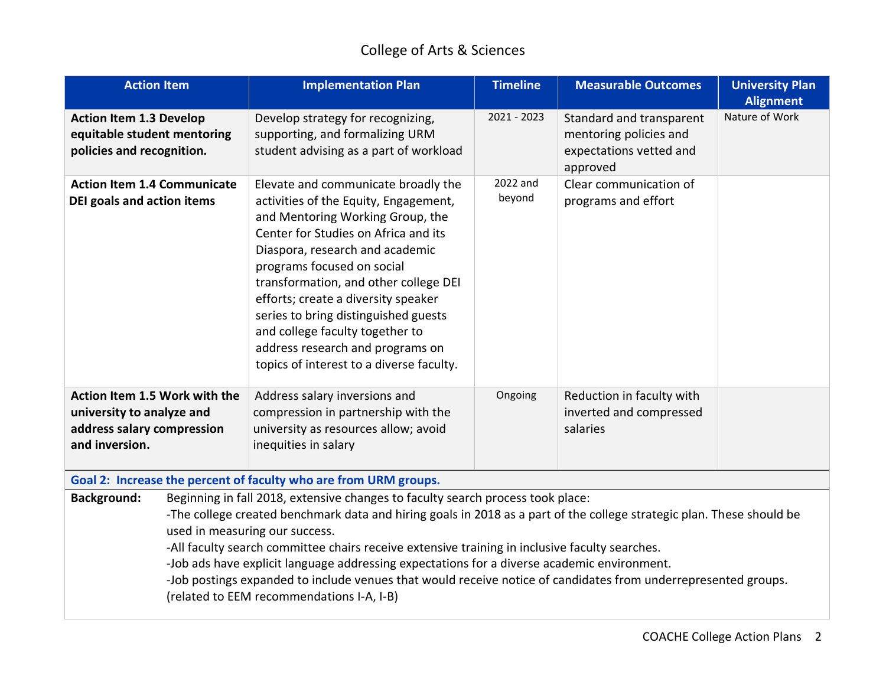College of Arts & Sciences

| Action Item | Implementation Plan | Timeline | Measurable Outcomes | University Plan Alignment |
|---|---|---|---|---|
| **Action Item 1.3 Develop equitable student mentoring policies and recognition.** | Develop strategy for recognizing, supporting, and formalizing URM student advising as a part of workload | 2021 - 2023 | Standard and transparent mentoring policies and expectations vetted and approved | Nature of Work |
| **Action Item 1.4 Communicate DEI goals and action items** | Elevate and communicate broadly the activities of the Equity, Engagement, and Mentoring Working Group, the Center for Studies on Africa and its Diaspora, research and academic programs focused on social transformation, and other college DEI efforts; create a diversity speaker series to bring distinguished guests and college faculty together to address research and programs on topics of interest to a diverse faculty. | 2022 and beyond | Clear communication of programs and effort | |
| **Action Item 1.5 Work with the university to analyze and address salary compression and inversion.** | Address salary inversions and compression in partnership with the university as resources allow; avoid inequities in salary | Ongoing | Reduction in faculty with inverted and compressed salaries | |

**Goal 2: Increase the percent of faculty who are from URM groups.**

**Background:** Beginning in fall 2018, extensive changes to faculty search process took place:

-The college created benchmark data and hiring goals in 2018 as a part of the college strategic plan. These should be used in measuring our success.

-All faculty search committee chairs receive extensive training in inclusive faculty searches.

-Job ads have explicit language addressing expectations for a diverse academic environment.

-Job postings expanded to include venues that would receive notice of candidates from underrepresented groups. (related to EEM recommendations I-A, I-B)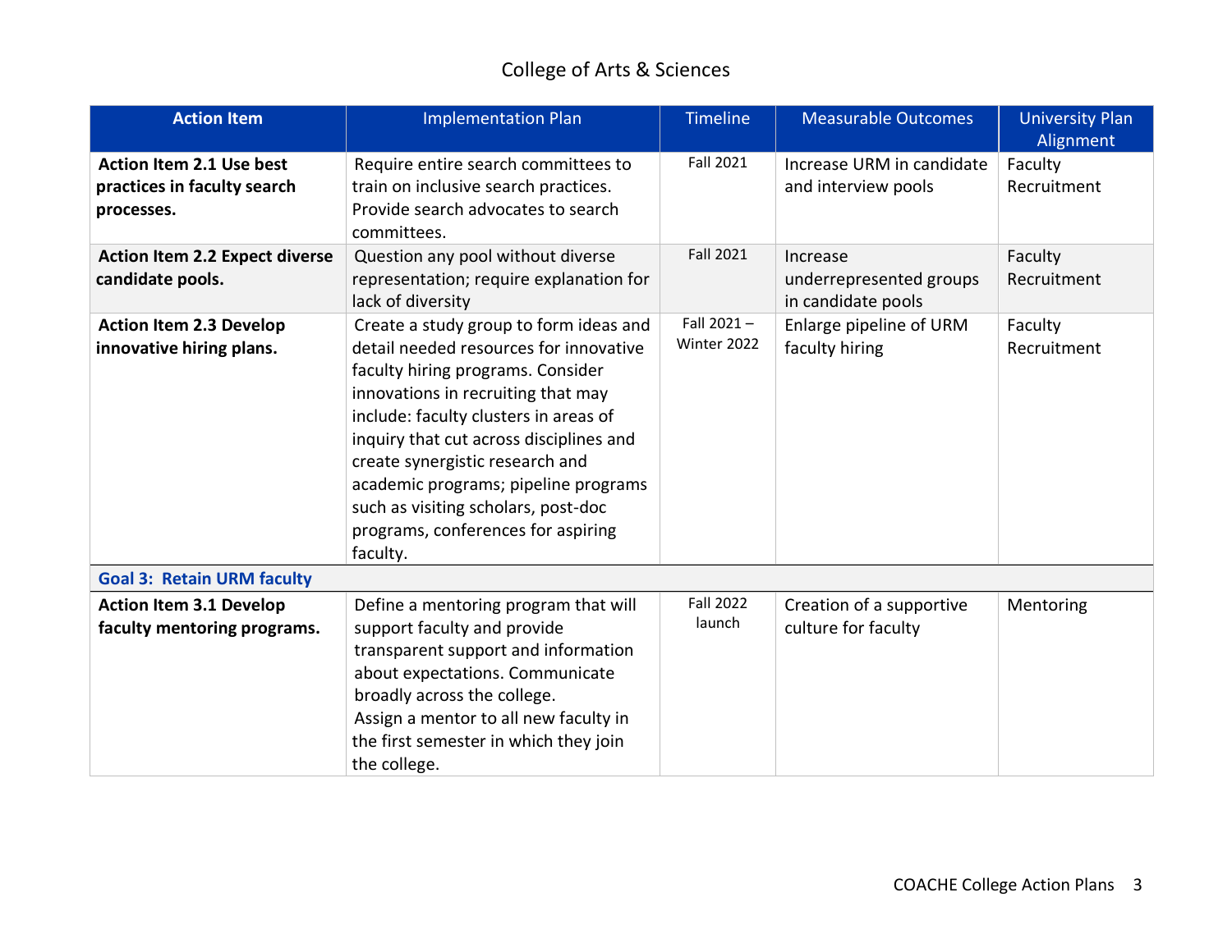College of Arts & Sciences

| Action Item | Implementation Plan | Timeline | Measurable Outcomes | University Plan Alignment |
|---|---|---|---|---|
| **Action Item 2.1 Use best practices in faculty search processes.** | Require entire search committees to train on inclusive search practices. Provide search advocates to search committees. | Fall 2021 | Increase URM in candidate and interview pools | Faculty Recruitment |
| **Action Item 2.2 Expect diverse candidate pools.** | Question any pool without diverse representation; require explanation for lack of diversity | Fall 2021 | Increase underrepresented groups in candidate pools | Faculty Recruitment |
| **Action Item 2.3 Develop innovative hiring plans.** | Create a study group to form ideas and detail needed resources for innovative faculty hiring programs. Consider innovations in recruiting that may include: faculty clusters in areas of inquiry that cut across disciplines and create synergistic research and academic programs; pipeline programs such as visiting scholars, post-doc programs, conferences for aspiring faculty. | Fall 2021 – Winter 2022 | Enlarge pipeline of URM faculty hiring | Faculty Recruitment |
| **Goal 3: Retain URM faculty** | | | | |
| **Action Item 3.1 Develop faculty mentoring programs.** | Define a mentoring program that will support faculty and provide transparent support and information about expectations. Communicate broadly across the college. Assign a mentor to all new faculty in the first semester in which they join the college. | Fall 2022 launch | Creation of a supportive culture for faculty | Mentoring |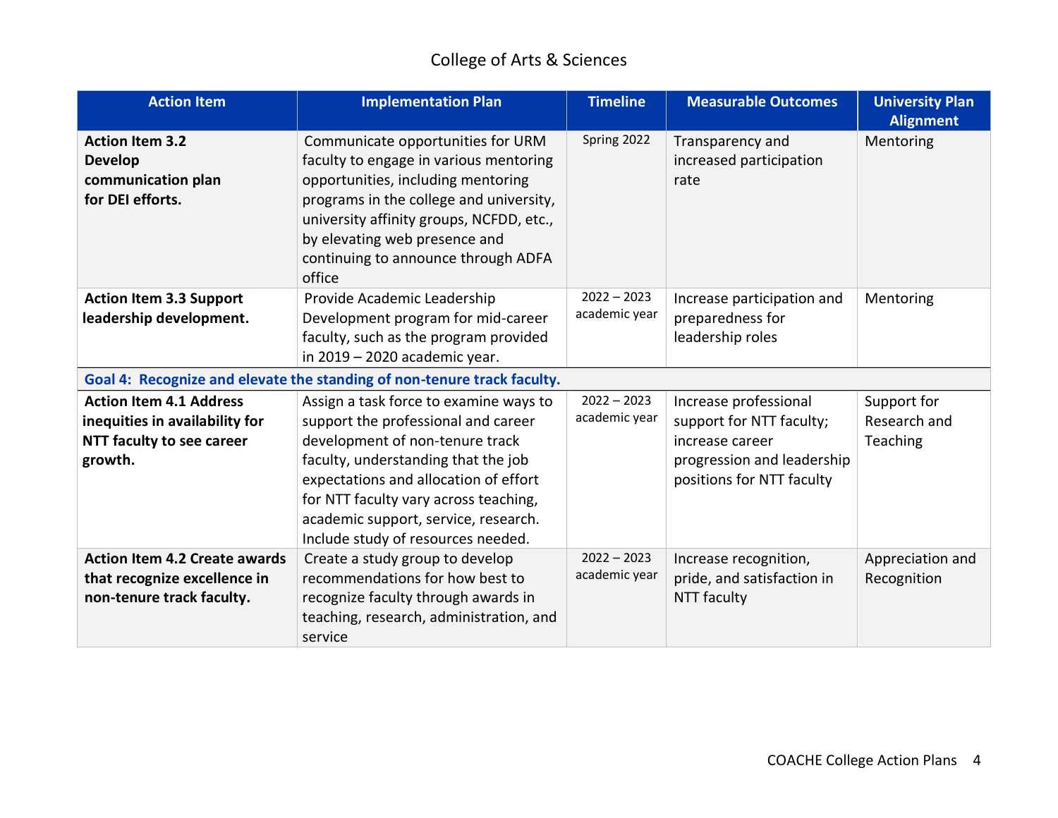## College of Arts & Sciences

| Action Item | Implementation Plan | Timeline | Measurable Outcomes | University Plan Alignment |
|---|---|---|---|---|
| **Action Item 3.2 Develop communication plan for DEI efforts.** | Communicate opportunities for URM faculty to engage in various mentoring opportunities, including mentoring programs in the college and university, university affinity groups, NCFDD, etc., by elevating web presence and continuing to announce through ADFA office | Spring 2022 | Transparency and increased participation rate | Mentoring |
| **Action Item 3.3 Support leadership development.** | Provide Academic Leadership Development program for mid-career faculty, such as the program provided in 2019 – 2020 academic year. | 2022 – 2023 academic year | Increase participation and preparedness for leadership roles | Mentoring |
| **Goal 4: Recognize and elevate the standing of non-tenure track faculty.** | | | | |
| **Action Item 4.1 Address inequities in availability for NTT faculty to see career growth.** | Assign a task force to examine ways to support the professional and career development of non-tenure track faculty, understanding that the job expectations and allocation of effort for NTT faculty vary across teaching, academic support, service, research. Include study of resources needed. | 2022 – 2023 academic year | Increase professional support for NTT faculty; increase career progression and leadership positions for NTT faculty | Support for Research and Teaching |
| **Action Item 4.2 Create awards that recognize excellence in non-tenure track faculty.** | Create a study group to develop recommendations for how best to recognize faculty through awards in teaching, research, administration, and service | 2022 – 2023 academic year | Increase recognition, pride, and satisfaction in NTT faculty | Appreciation and Recognition |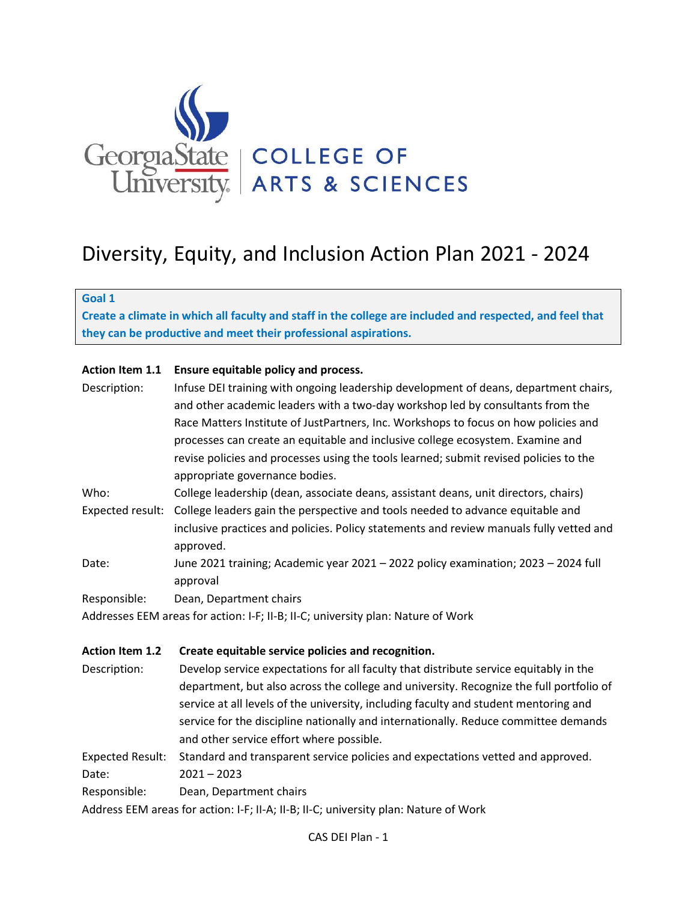Georgia State University | COLLEGE OF ARTS & SCIENCES

# Diversity, Equity, and Inclusion Action Plan 2021 - 2024

**Goal 1**

**Create a climate in which all faculty and staff in the college are included and respected, and feel that they can be productive and meet their professional aspirations.**

**Action Item 1.1 Ensure equitable policy and process.**

Description: Infuse DEI training with ongoing leadership development of deans, department chairs, and other academic leaders with a two-day workshop led by consultants from the Race Matters Institute of JustPartners, Inc. Workshops to focus on how policies and processes can create an equitable and inclusive college ecosystem. Examine and revise policies and processes using the tools learned; submit revised policies to the appropriate governance bodies.

Who: College leadership (dean, associate deans, assistant deans, unit directors, chairs)

Expected result: College leaders gain the perspective and tools needed to advance equitable and inclusive practices and policies. Policy statements and review manuals fully vetted and approved.

Date: June 2021 training; Academic year 2021 – 2022 policy examination; 2023 – 2024 full approval

Responsible: Dean, Department chairs

Addresses EEM areas for action: I-F; II-B; II-C; university plan: Nature of Work

**Action Item 1.2 Create equitable service policies and recognition.**

Description: Develop service expectations for all faculty that distribute service equitably in the department, but also across the college and university. Recognize the full portfolio of service at all levels of the university, including faculty and student mentoring and service for the discipline nationally and internationally. Reduce committee demands and other service effort where possible.

Expected Result: Standard and transparent service policies and expectations vetted and approved.

Date: 2021 – 2023

Responsible: Dean, Department chairs

Address EEM areas for action: I-F; II-A; II-B; II-C; university plan: Nature of Work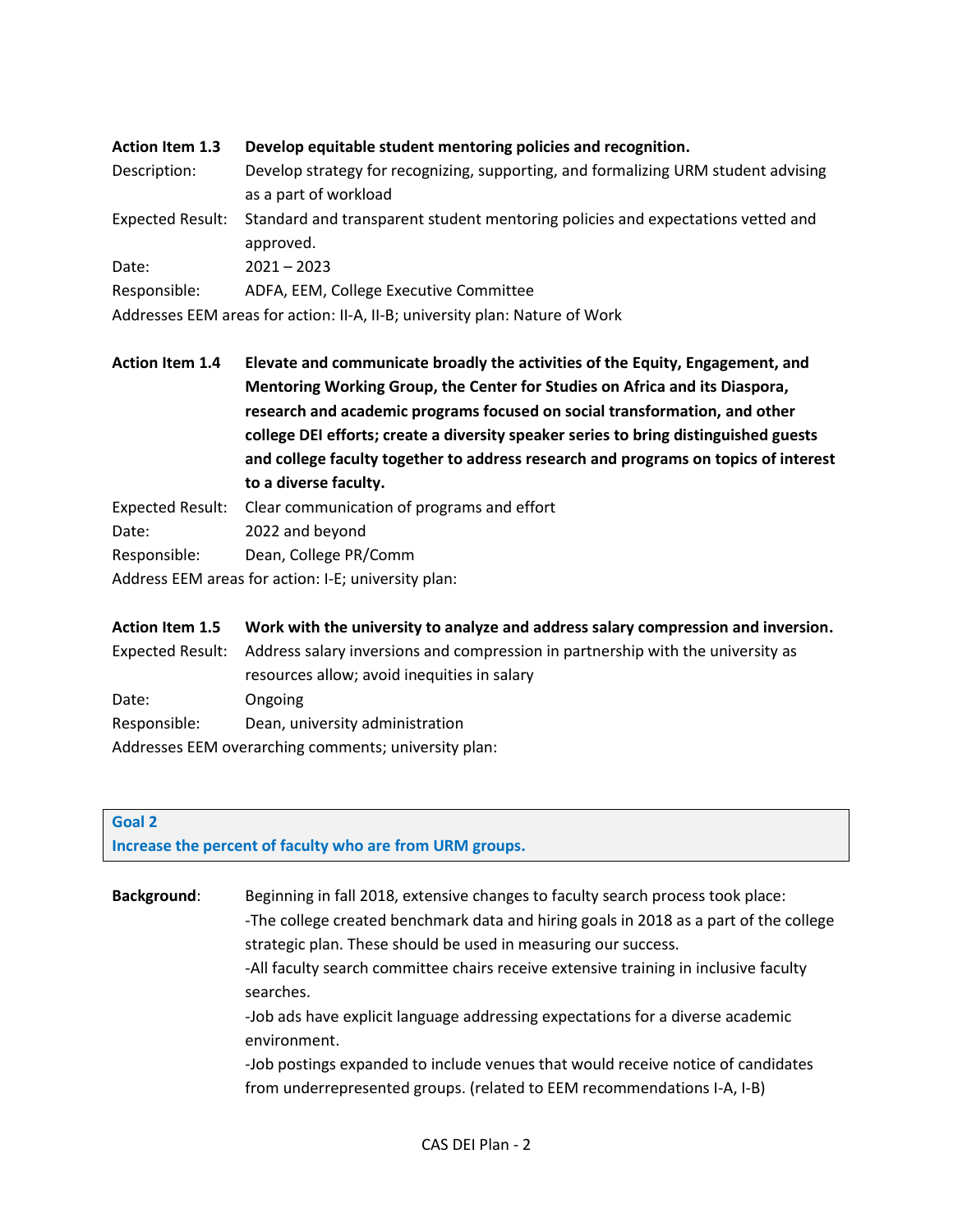**Action Item 1.3** **Develop equitable student mentoring policies and recognition.**

Description: Develop strategy for recognizing, supporting, and formalizing URM student advising as a part of workload

Expected Result: Standard and transparent student mentoring policies and expectations vetted and approved.

Date: 2021 – 2023

Responsible: ADFA, EEM, College Executive Committee

Addresses EEM areas for action: II-A, II-B; university plan: Nature of Work

**Action Item 1.4** **Elevate and communicate broadly the activities of the Equity, Engagement, and Mentoring Working Group, the Center for Studies on Africa and its Diaspora, research and academic programs focused on social transformation, and other college DEI efforts; create a diversity speaker series to bring distinguished guests and college faculty together to address research and programs on topics of interest to a diverse faculty.**

Expected Result: Clear communication of programs and effort

Date: 2022 and beyond

Responsible: Dean, College PR/Comm

Address EEM areas for action: I-E; university plan:

**Action Item 1.5** **Work with the university to analyze and address salary compression and inversion.**

Expected Result: Address salary inversions and compression in partnership with the university as resources allow; avoid inequities in salary

Date: Ongoing

Responsible: Dean, university administration

Addresses EEM overarching comments; university plan:

## Goal 2
## Increase the percent of faculty who are from URM groups.

**Background**: Beginning in fall 2018, extensive changes to faculty search process took place:

-The college created benchmark data and hiring goals in 2018 as a part of the college strategic plan. These should be used in measuring our success.

-All faculty search committee chairs receive extensive training in inclusive faculty searches.

-Job ads have explicit language addressing expectations for a diverse academic environment.

-Job postings expanded to include venues that would receive notice of candidates from underrepresented groups. (related to EEM recommendations I-A, I-B)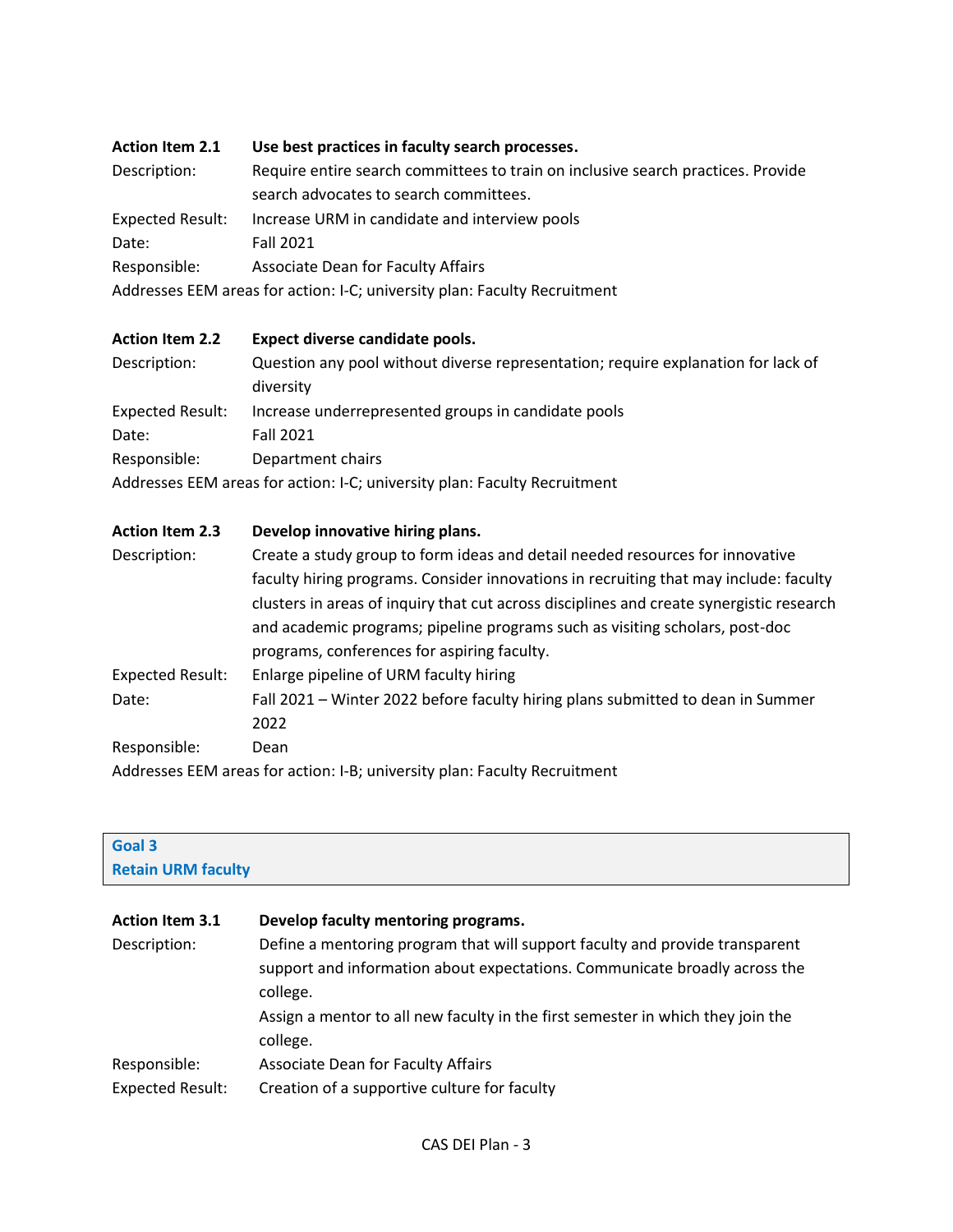| **Action Item 2.1** | **Use best practices in faculty search processes.** |
|---|---|
| Description: | Require entire search committees to train on inclusive search practices. Provide search advocates to search committees. |
| Expected Result: | Increase URM in candidate and interview pools |
| Date: | Fall 2021 |
| Responsible: | Associate Dean for Faculty Affairs |

Addresses EEM areas for action: I-C; university plan: Faculty Recruitment

| **Action Item 2.2** | **Expect diverse candidate pools.** |
|---|---|
| Description: | Question any pool without diverse representation; require explanation for lack of diversity |
| Expected Result: | Increase underrepresented groups in candidate pools |
| Date: | Fall 2021 |
| Responsible: | Department chairs |

Addresses EEM areas for action: I-C; university plan: Faculty Recruitment

| **Action Item 2.3** | **Develop innovative hiring plans.** |
|---|---|
| Description: | Create a study group to form ideas and detail needed resources for innovative faculty hiring programs. Consider innovations in recruiting that may include: faculty clusters in areas of inquiry that cut across disciplines and create synergistic research and academic programs; pipeline programs such as visiting scholars, post-doc programs, conferences for aspiring faculty. |
| Expected Result: | Enlarge pipeline of URM faculty hiring |
| Date: | Fall 2021 – Winter 2022 before faculty hiring plans submitted to dean in Summer 2022 |
| Responsible: | Dean |

Addresses EEM areas for action: I-B; university plan: Faculty Recruitment

## Goal 3
## Retain URM faculty

| **Action Item 3.1** | **Develop faculty mentoring programs.** |
|---|---|
| Description: | Define a mentoring program that will support faculty and provide transparent support and information about expectations. Communicate broadly across the college.<br>Assign a mentor to all new faculty in the first semester in which they join the college. |
| Responsible: | Associate Dean for Faculty Affairs |
| Expected Result: | Creation of a supportive culture for faculty |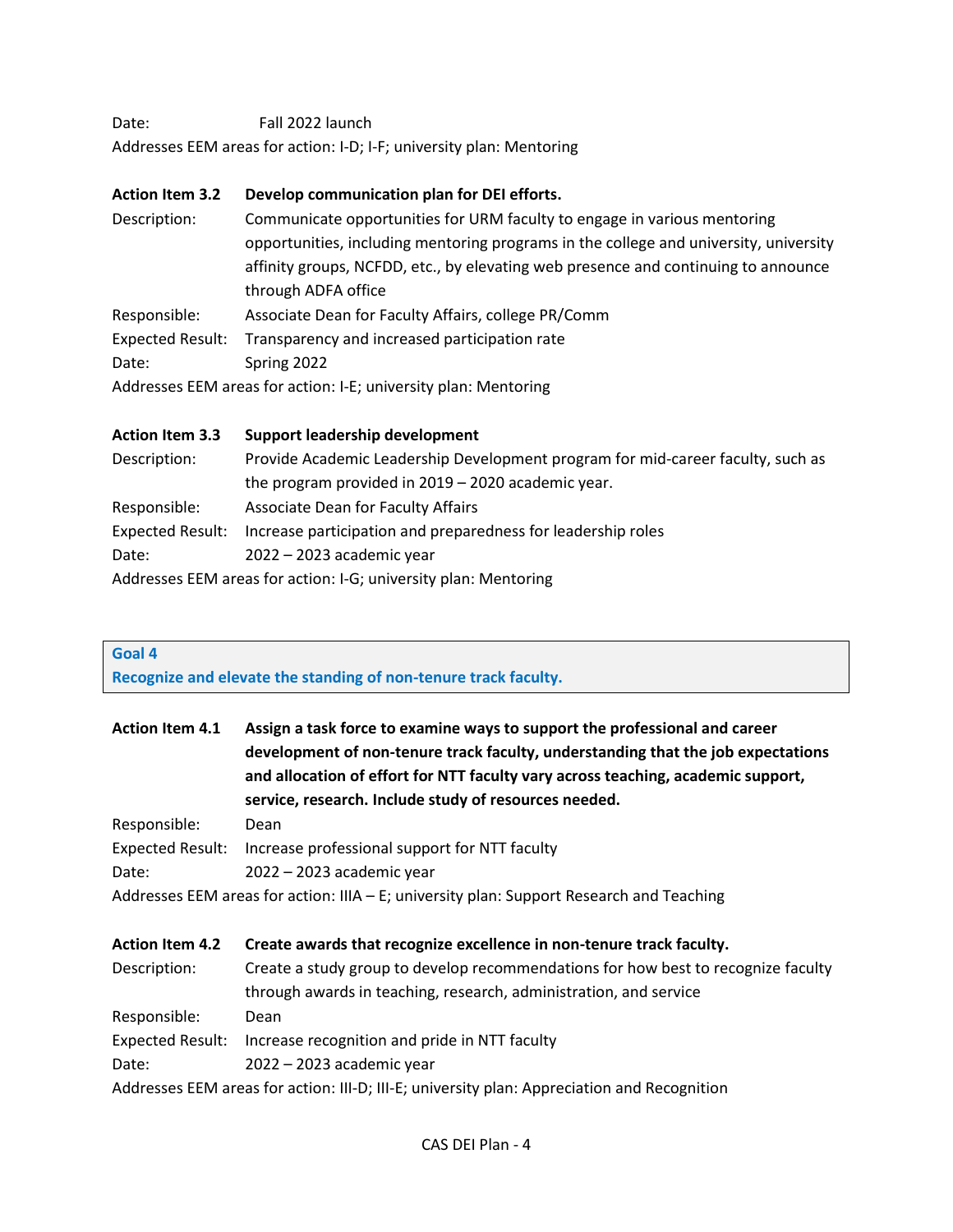Date: Fall 2022 launch

Addresses EEM areas for action: I-D; I-F; university plan: Mentoring

**Action Item 3.2 Develop communication plan for DEI efforts.**

Description: Communicate opportunities for URM faculty to engage in various mentoring opportunities, including mentoring programs in the college and university, university affinity groups, NCFDD, etc., by elevating web presence and continuing to announce through ADFA office

Responsible: Associate Dean for Faculty Affairs, college PR/Comm

Expected Result: Transparency and increased participation rate

Date: Spring 2022

Addresses EEM areas for action: I-E; university plan: Mentoring

**Action Item 3.3 Support leadership development**

Description: Provide Academic Leadership Development program for mid-career faculty, such as the program provided in 2019 – 2020 academic year.

Responsible: Associate Dean for Faculty Affairs

Expected Result: Increase participation and preparedness for leadership roles

Date: 2022 – 2023 academic year

Addresses EEM areas for action: I-G; university plan: Mentoring

## Goal 4
## Recognize and elevate the standing of non-tenure track faculty.

**Action Item 4.1 Assign a task force to examine ways to support the professional and career development of non-tenure track faculty, understanding that the job expectations and allocation of effort for NTT faculty vary across teaching, academic support, service, research. Include study of resources needed.**

Responsible: Dean

Expected Result: Increase professional support for NTT faculty

Date: 2022 – 2023 academic year

Addresses EEM areas for action: IIIA – E; university plan: Support Research and Teaching

**Action Item 4.2 Create awards that recognize excellence in non-tenure track faculty.**

Description: Create a study group to develop recommendations for how best to recognize faculty through awards in teaching, research, administration, and service

Responsible: Dean

Expected Result: Increase recognition and pride in NTT faculty

Date: 2022 – 2023 academic year

Addresses EEM areas for action: III-D; III-E; university plan: Appreciation and Recognition